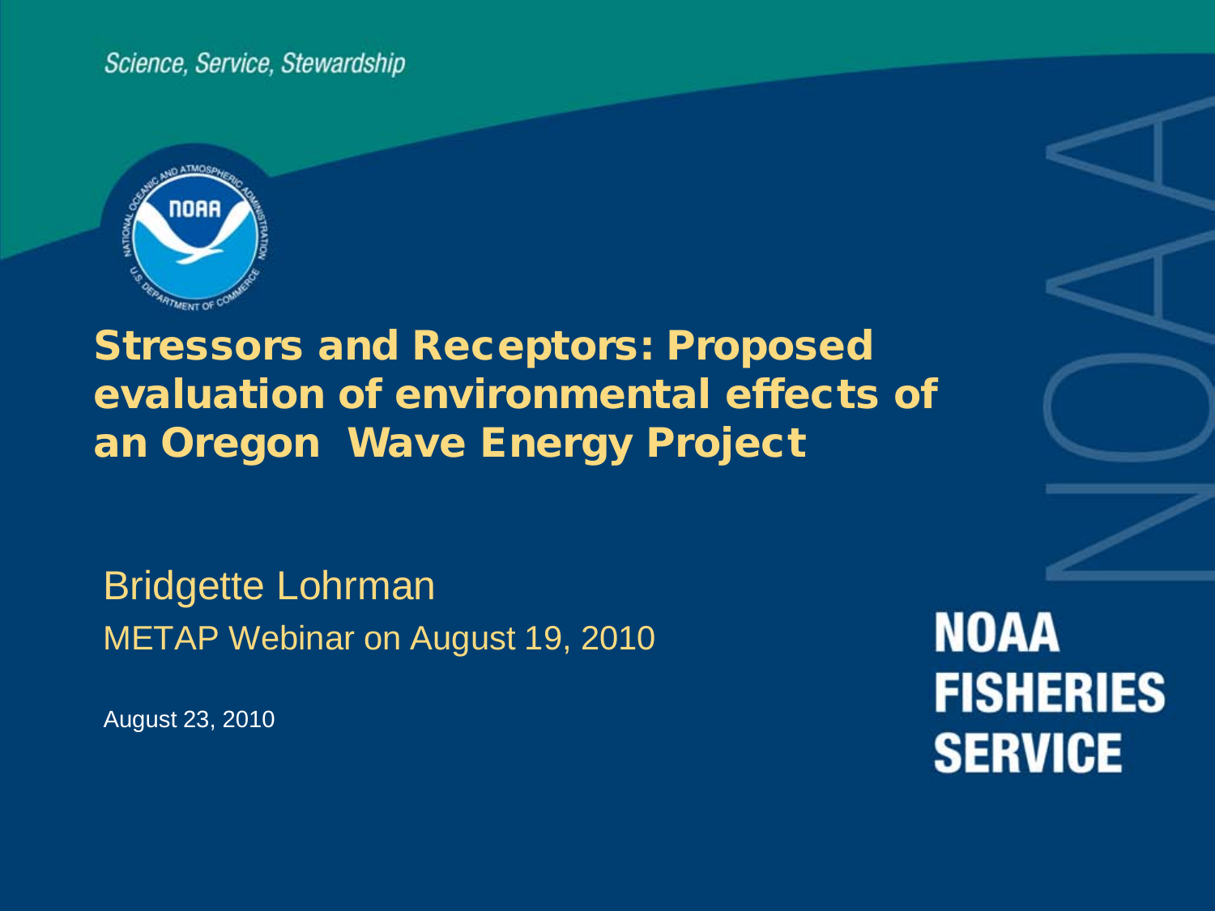Science, Service, Stewardship

# Stressors and Receptors: Proposed evaluation of environmental effects of an Oregon Wave Energy Project

Bridgette Lohrman

METAP Webinar on August 19, 2010

August 23, 2010

**NOAA FISHERIES SERVICE**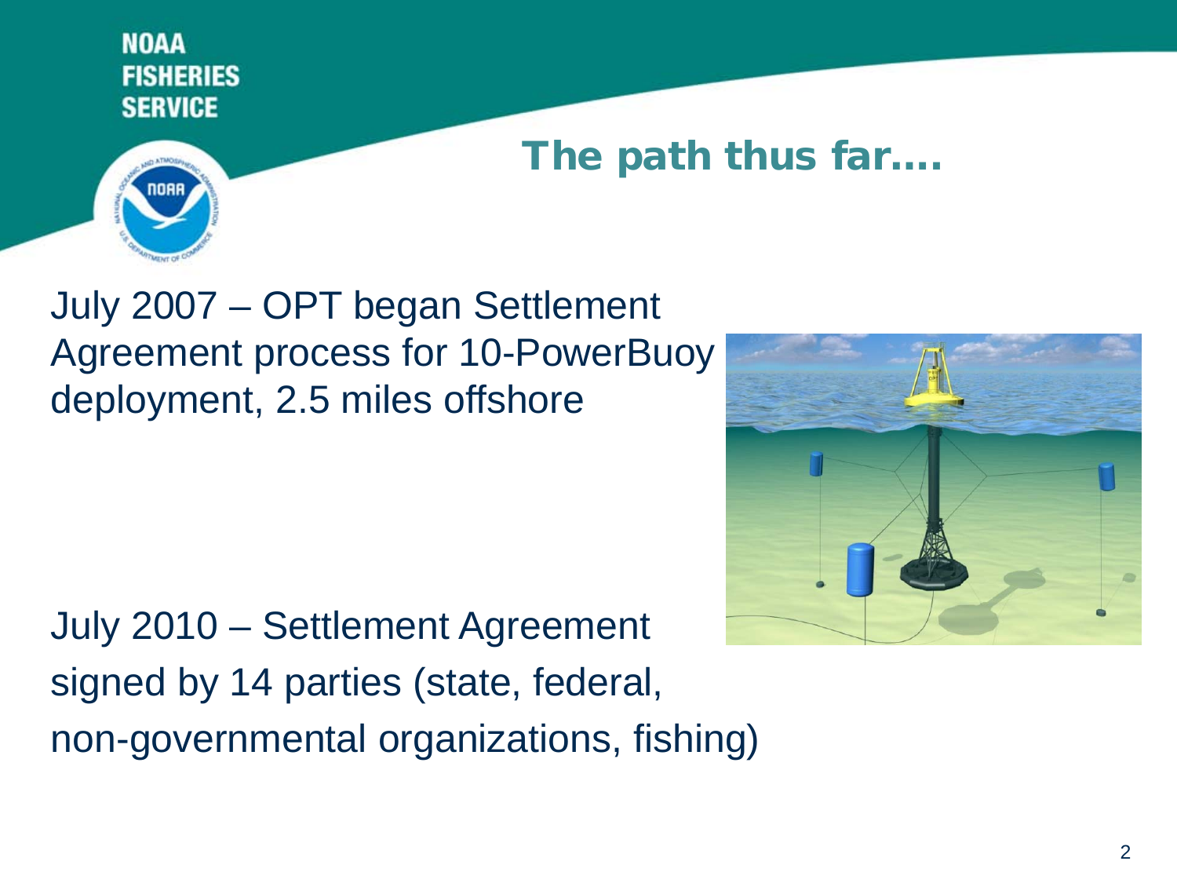# The path thus far....

July 2007 – OPT began Settlement Agreement process for 10-PowerBuoy deployment, 2.5 miles offshore

July 2010 – Settlement Agreement signed by 14 parties (state, federal, non-governmental organizations, fishing)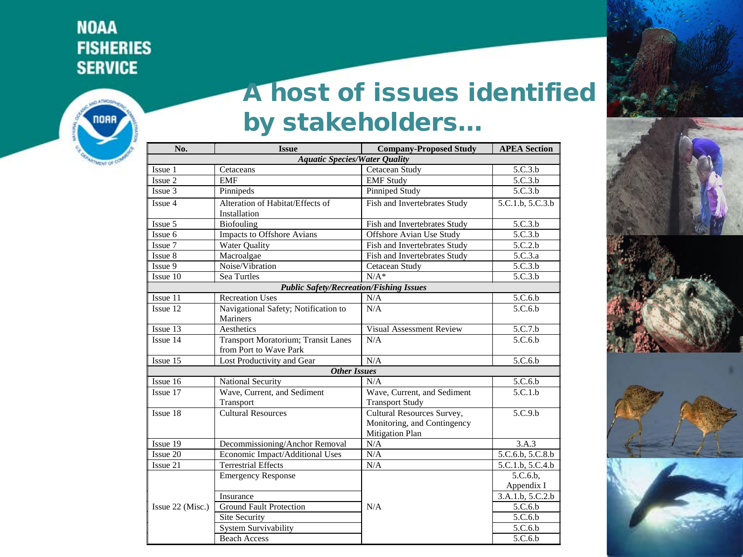# A host of issues identified by stakeholders…

| No. | Issue | Company-Proposed Study | APEA Section |
|---|---|---|---|
| ***Aquatic Species/Water Quality*** | | | |
| Issue 1 | Cetaceans | Cetacean Study | 5.C.3.b |
| Issue 2 | EMF | EMF Study | 5.C.3.b |
| Issue 3 | Pinnipeds | Pinniped Study | 5.C.3.b |
| Issue 4 | Alteration of Habitat/Effects of Installation | Fish and Invertebrates Study | 5.C.1.b, 5.C.3.b |
| Issue 5 | Biofouling | Fish and Invertebrates Study | 5.C.3.b |
| Issue 6 | Impacts to Offshore Avians | Offshore Avian Use Study | 5.C.3.b |
| Issue 7 | Water Quality | Fish and Invertebrates Study | 5.C.2.b |
| Issue 8 | Macroalgae | Fish and Invertebrates Study | 5.C.3.a |
| Issue 9 | Noise/Vibration | Cetacean Study | 5.C.3.b |
| Issue 10 | Sea Turtles | N/A* | 5.C.3.b |
| ***Public Safety/Recreation/Fishing Issues*** | | | |
| Issue 11 | Recreation Uses | N/A | 5.C.6.b |
| Issue 12 | Navigational Safety; Notification to Mariners | N/A | 5.C.6.b |
| Issue 13 | Aesthetics | Visual Assessment Review | 5.C.7.b |
| Issue 14 | Transport Moratorium; Transit Lanes from Port to Wave Park | N/A | 5.C.6.b |
| Issue 15 | Lost Productivity and Gear | N/A | 5.C.6.b |
| ***Other Issues*** | | | |
| Issue 16 | National Security | N/A | 5.C.6.b |
| Issue 17 | Wave, Current, and Sediment Transport | Wave, Current, and Sediment Transport Study | 5.C.1.b |
| Issue 18 | Cultural Resources | Cultural Resources Survey, Monitoring, and Contingency Mitigation Plan | 5.C.9.b |
| Issue 19 | Decommissioning/Anchor Removal | N/A | 3.A.3 |
| Issue 20 | Economic Impact/Additional Uses | N/A | 5.C.6.b, 5.C.8.b |
| Issue 21 | Terrestrial Effects | N/A | 5.C.1.b, 5.C.4.b |
| Issue 22 (Misc.) | Emergency Response | N/A | 5.C.6.b, Appendix I |
| | Insurance | | 3.A.1.b, 5.C.2.b |
| | Ground Fault Protection | | 5.C.6.b |
| | Site Security | | 5.C.6.b |
| | System Survivability | | 5.C.6.b |
| | Beach Access | | 5.C.6.b |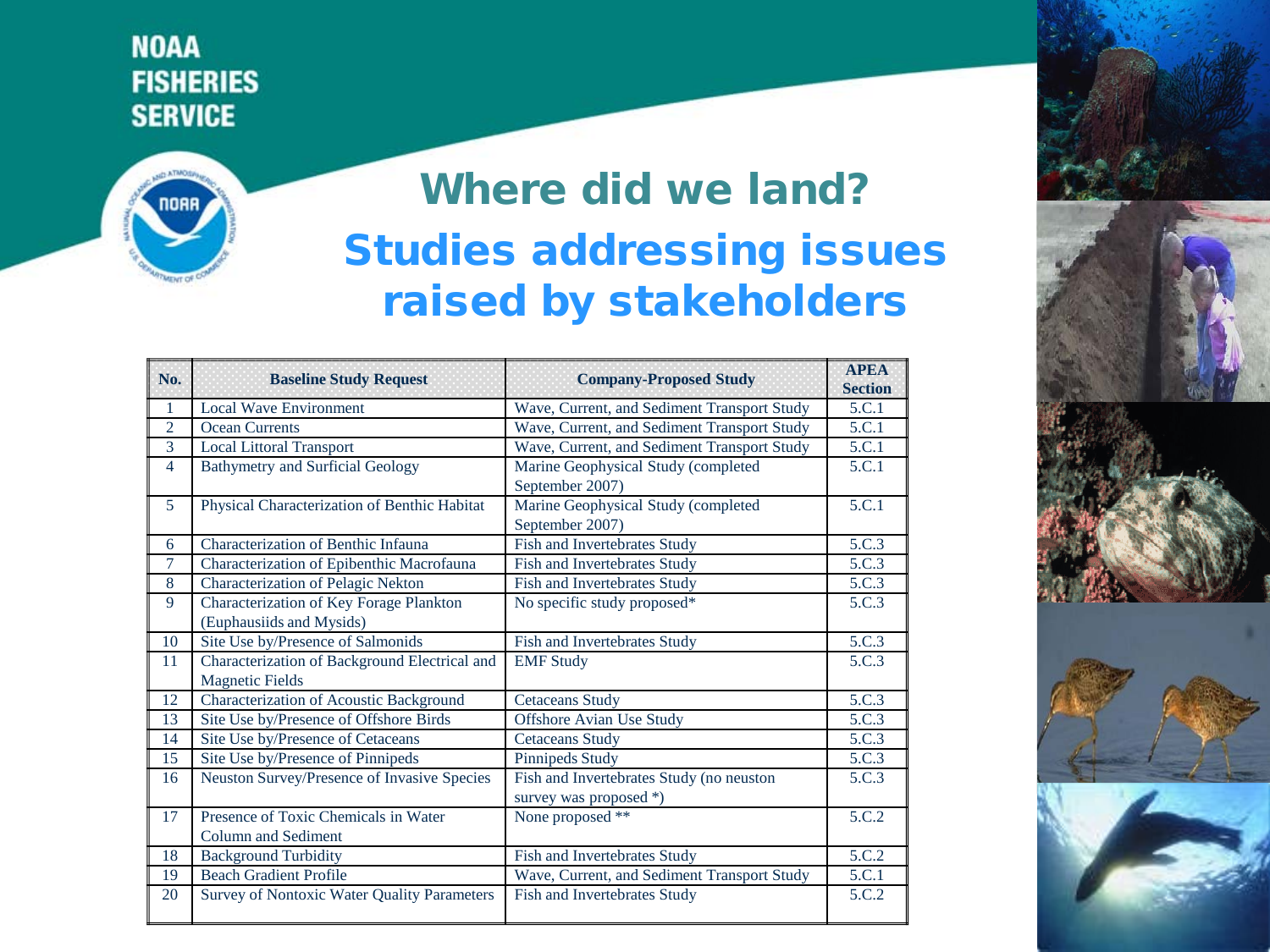NOAA FISHERIES SERVICE

# Where did we land?

## Studies addressing issues raised by stakeholders

| No. | Baseline Study Request | Company-Proposed Study | APEA Section |
|---|---|---|---|
| 1 | Local Wave Environment | Wave, Current, and Sediment Transport Study | 5.C.1 |
| 2 | Ocean Currents | Wave, Current, and Sediment Transport Study | 5.C.1 |
| 3 | Local Littoral Transport | Wave, Current, and Sediment Transport Study | 5.C.1 |
| 4 | Bathymetry and Surficial Geology | Marine Geophysical Study (completed September 2007) | 5.C.1 |
| 5 | Physical Characterization of Benthic Habitat | Marine Geophysical Study (completed September 2007) | 5.C.1 |
| 6 | Characterization of Benthic Infauna | Fish and Invertebrates Study | 5.C.3 |
| 7 | Characterization of Epibenthic Macrofauna | Fish and Invertebrates Study | 5.C.3 |
| 8 | Characterization of Pelagic Nekton | Fish and Invertebrates Study | 5.C.3 |
| 9 | Characterization of Key Forage Plankton (Euphausiids and Mysids) | No specific study proposed* | 5.C.3 |
| 10 | Site Use by/Presence of Salmonids | Fish and Invertebrates Study | 5.C.3 |
| 11 | Characterization of Background Electrical and Magnetic Fields | EMF Study | 5.C.3 |
| 12 | Characterization of Acoustic Background | Cetaceans Study | 5.C.3 |
| 13 | Site Use by/Presence of Offshore Birds | Offshore Avian Use Study | 5.C.3 |
| 14 | Site Use by/Presence of Cetaceans | Cetaceans Study | 5.C.3 |
| 15 | Site Use by/Presence of Pinnipeds | Pinnipeds Study | 5.C.3 |
| 16 | Neuston Survey/Presence of Invasive Species | Fish and Invertebrates Study (no neuston survey was proposed *) | 5.C.3 |
| 17 | Presence of Toxic Chemicals in Water Column and Sediment | None proposed ** | 5.C.2 |
| 18 | Background Turbidity | Fish and Invertebrates Study | 5.C.2 |
| 19 | Beach Gradient Profile | Wave, Current, and Sediment Transport Study | 5.C.1 |
| 20 | Survey of Nontoxic Water Quality Parameters | Fish and Invertebrates Study | 5.C.2 |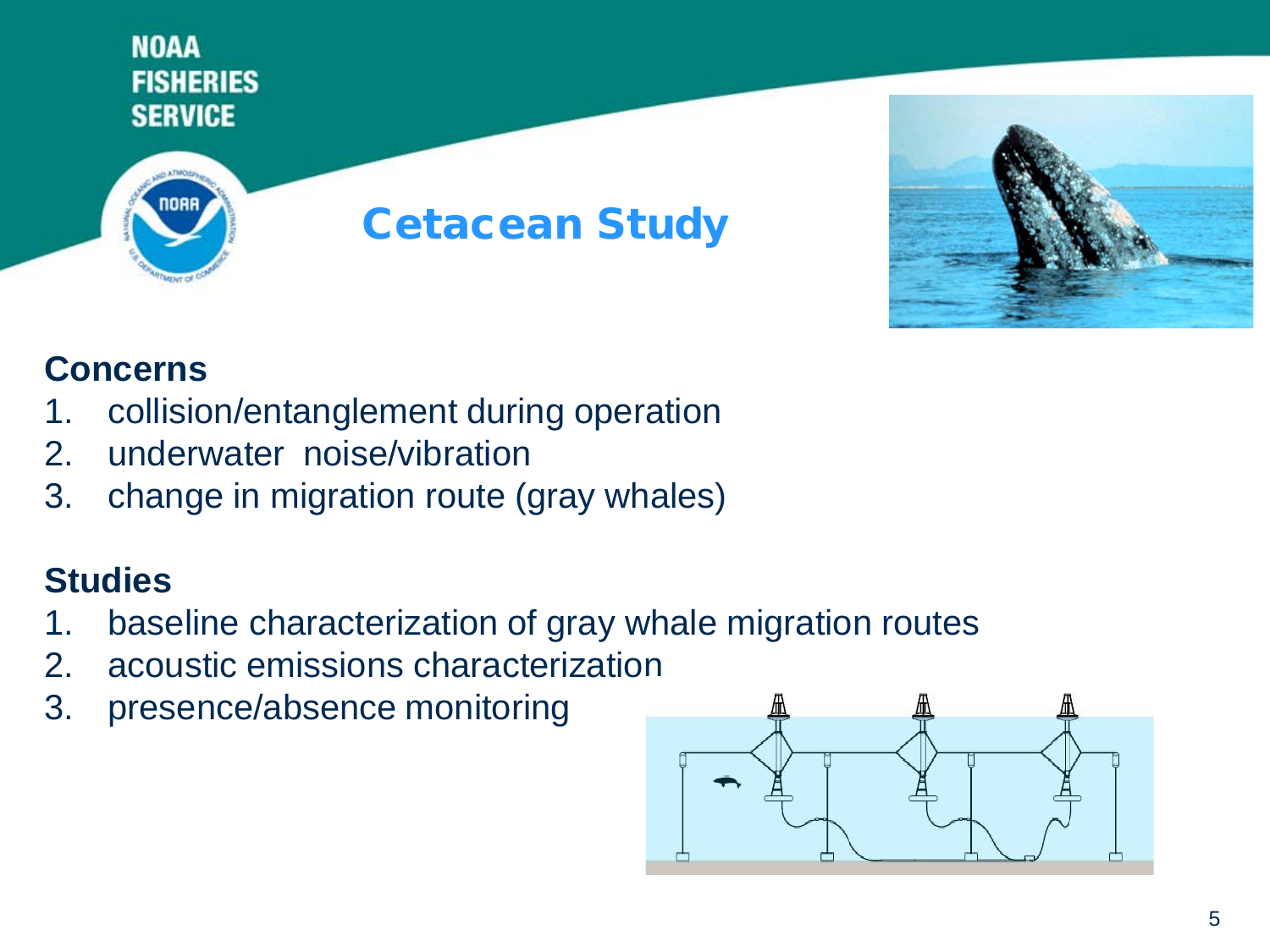# Cetacean Study

**Concerns**

1. collision/entanglement during operation
2. underwater noise/vibration
3. change in migration route (gray whales)

**Studies**

1. baseline characterization of gray whale migration routes
2. acoustic emissions characterization
3. presence/absence monitoring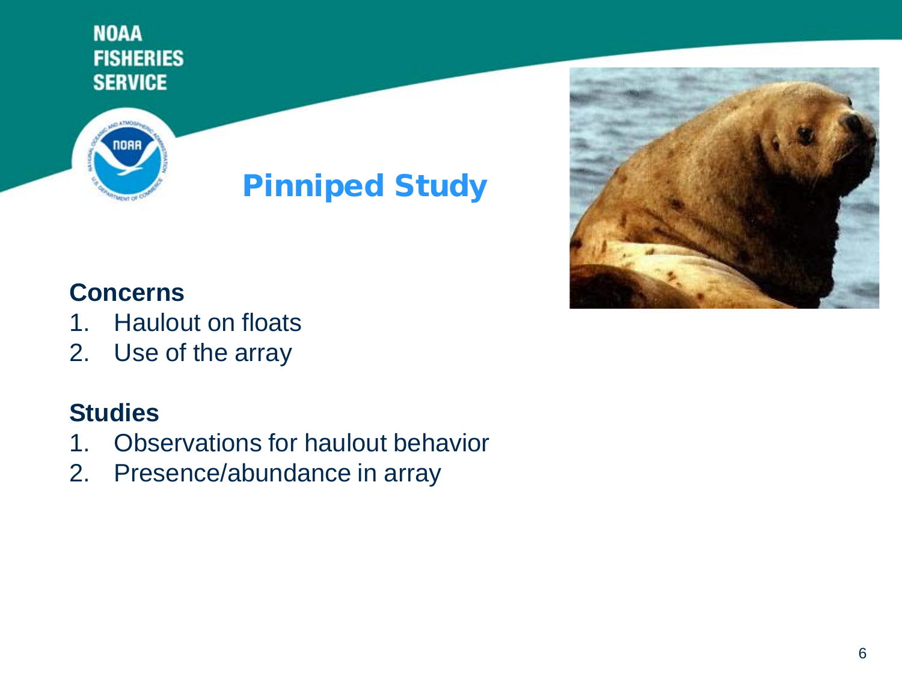# Pinniped Study

**Concerns**

1. Haulout on floats
2. Use of the array

**Studies**

1. Observations for haulout behavior
2. Presence/abundance in array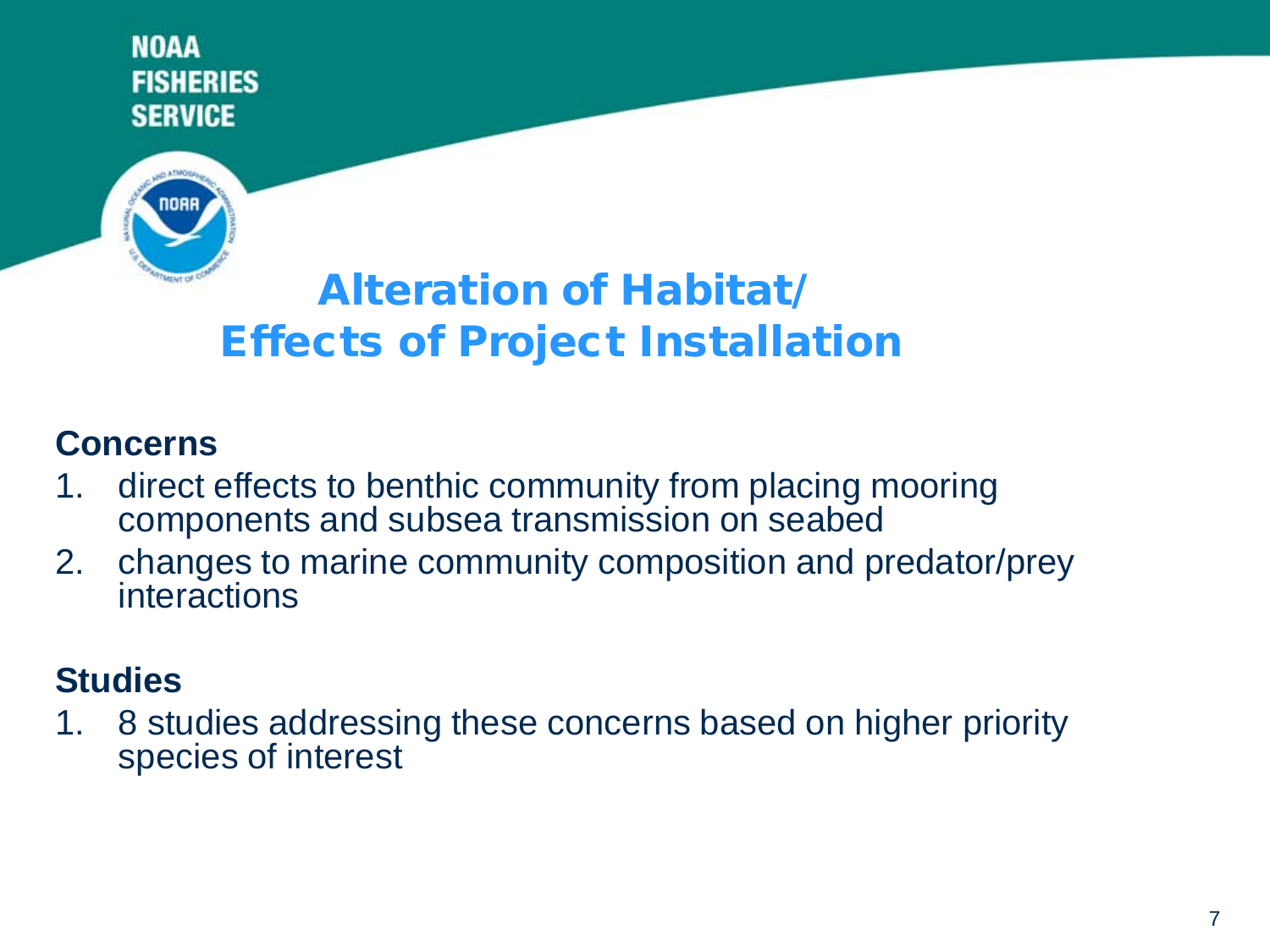# Alteration of Habitat/ Effects of Project Installation

**Concerns**

1. direct effects to benthic community from placing mooring components and subsea transmission on seabed
2. changes to marine community composition and predator/prey interactions

**Studies**

1. 8 studies addressing these concerns based on higher priority species of interest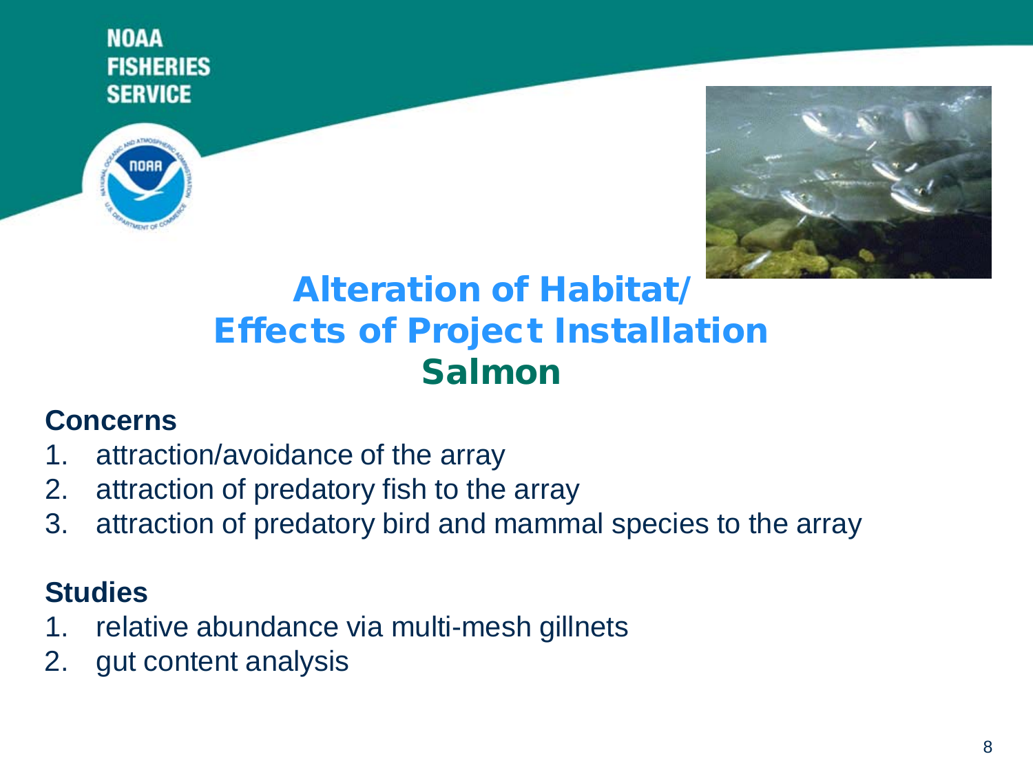# Alteration of Habitat/ Effects of Project Installation

## Salmon

**Concerns**

1. attraction/avoidance of the array
2. attraction of predatory fish to the array
3. attraction of predatory bird and mammal species to the array

**Studies**

1. relative abundance via multi-mesh gillnets
2. gut content analysis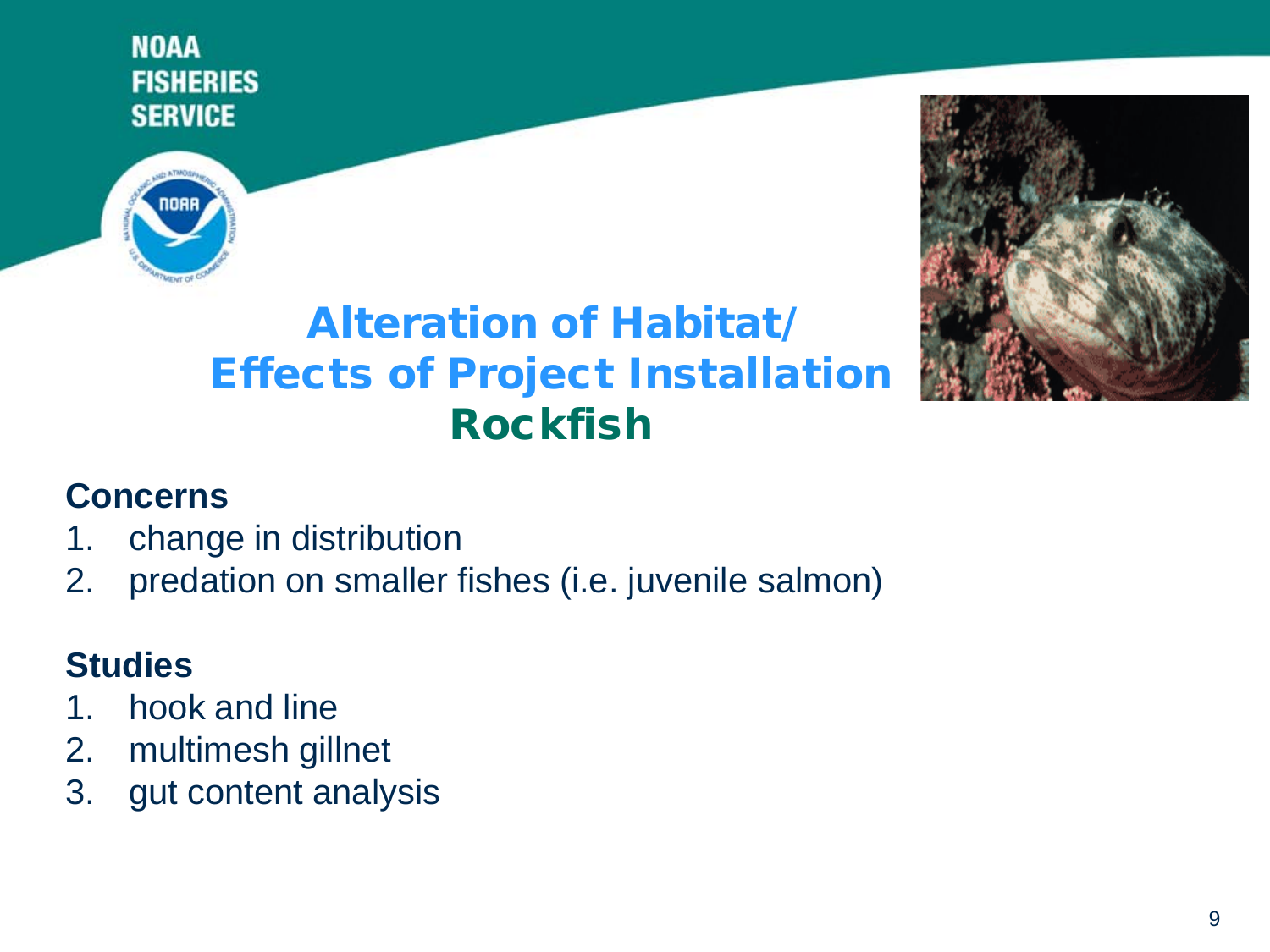# Alteration of Habitat/ Effects of Project Installation
## Rockfish

**Concerns**

1. change in distribution
2. predation on smaller fishes (i.e. juvenile salmon)

**Studies**

1. hook and line
2. multimesh gillnet
3. gut content analysis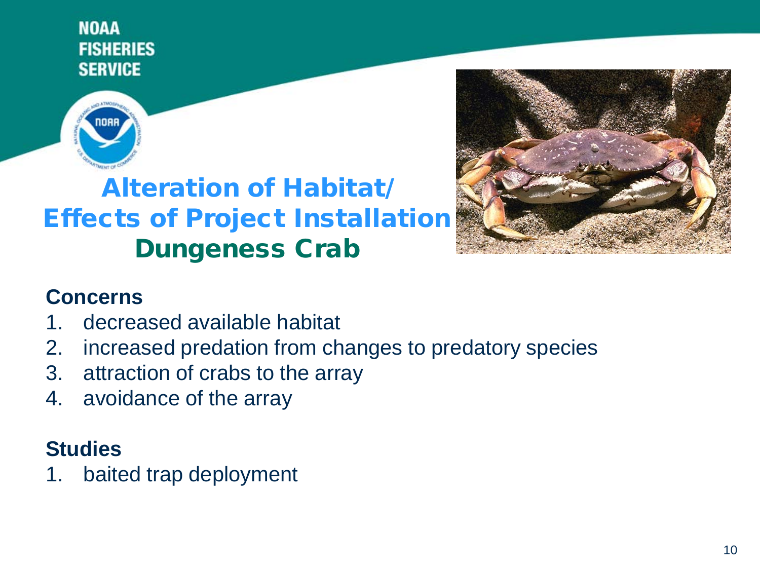# Alteration of Habitat/ Effects of Project Installation
## Dungeness Crab

**Concerns**

1. decreased available habitat
2. increased predation from changes to predatory species
3. attraction of crabs to the array
4. avoidance of the array

**Studies**

1. baited trap deployment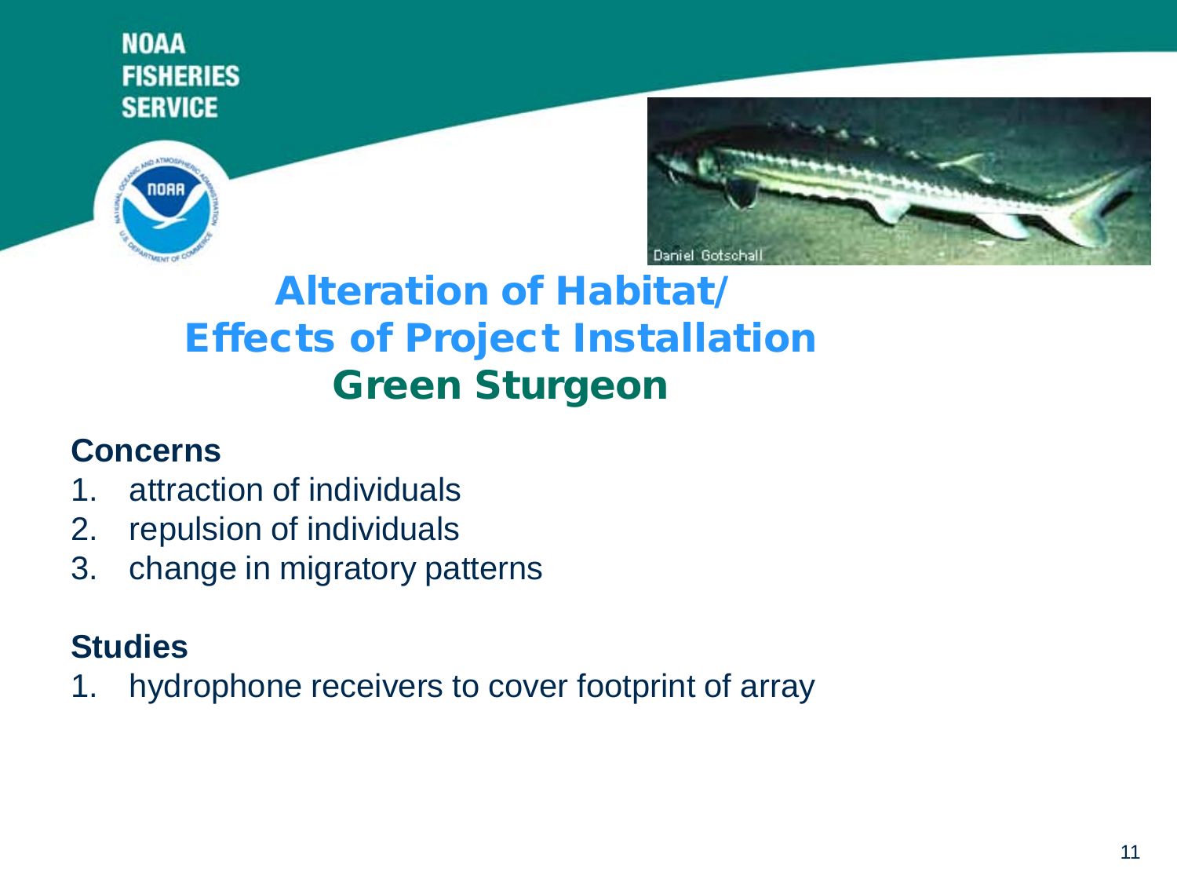# Alteration of Habitat/ Effects of Project Installation

## Green Sturgeon

**Concerns**

1. attraction of individuals
2. repulsion of individuals
3. change in migratory patterns

**Studies**

1. hydrophone receivers to cover footprint of array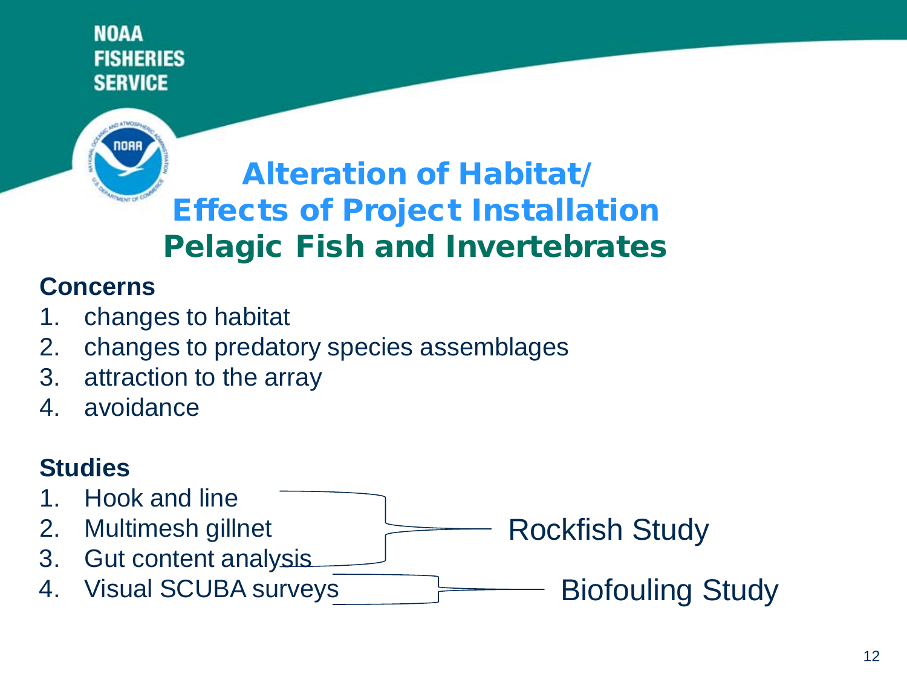NOAA FISHERIES SERVICE

# Alteration of Habitat/ Effects of Project Installation
## Pelagic Fish and Invertebrates

**Concerns**

1. changes to habitat
2. changes to predatory species assemblages
3. attraction to the array
4. avoidance

**Studies**

1. Hook and line
2. Multimesh gillnet
3. Gut content analysis
4. Visual SCUBA surveys

Rockfish Study (studies 1–3)

Biofouling Study (study 4)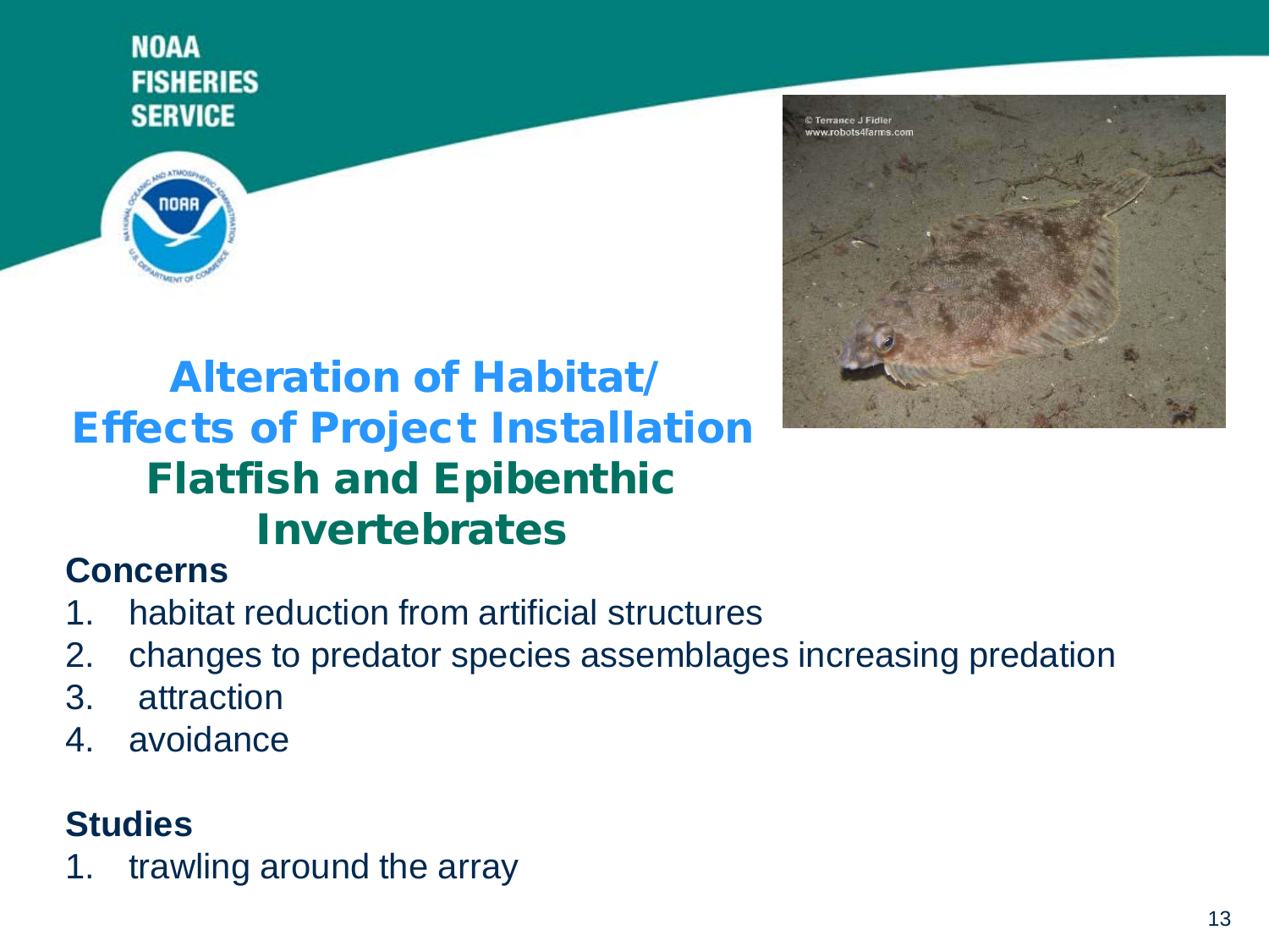# Alteration of Habitat/ Effects of Project Installation

## Flatfish and Epibenthic Invertebrates

**Concerns**

1. habitat reduction from artificial structures
2. changes to predator species assemblages increasing predation
3. attraction
4. avoidance

**Studies**

1. trawling around the array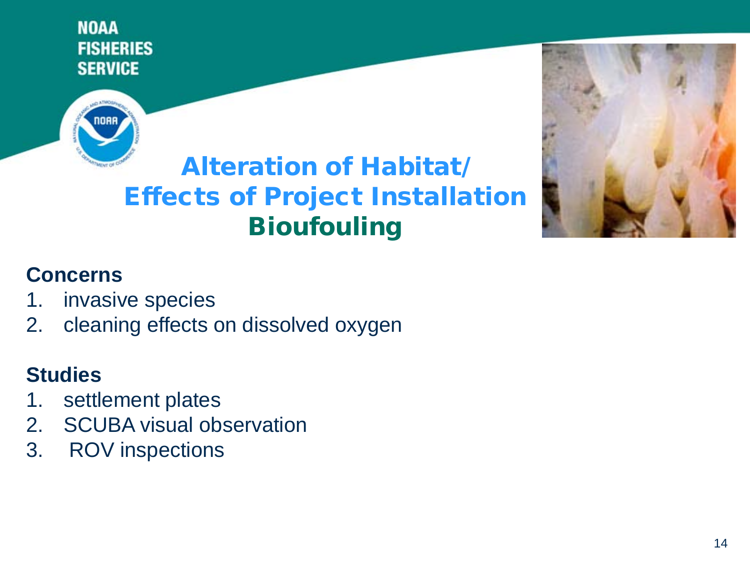# Alteration of Habitat/ Effects of Project Installation
## Bioufouling

**Concerns**

1. invasive species
2. cleaning effects on dissolved oxygen

**Studies**

1. settlement plates
2. SCUBA visual observation
3. ROV inspections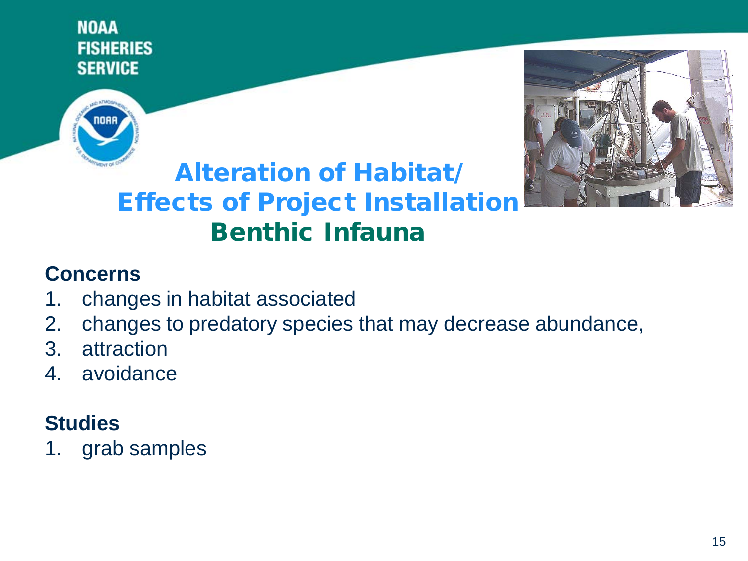# Alteration of Habitat/ Effects of Project Installation

## Benthic Infauna

**Concerns**

1. changes in habitat associated
2. changes to predatory species that may decrease abundance,
3. attraction
4. avoidance

**Studies**

1. grab samples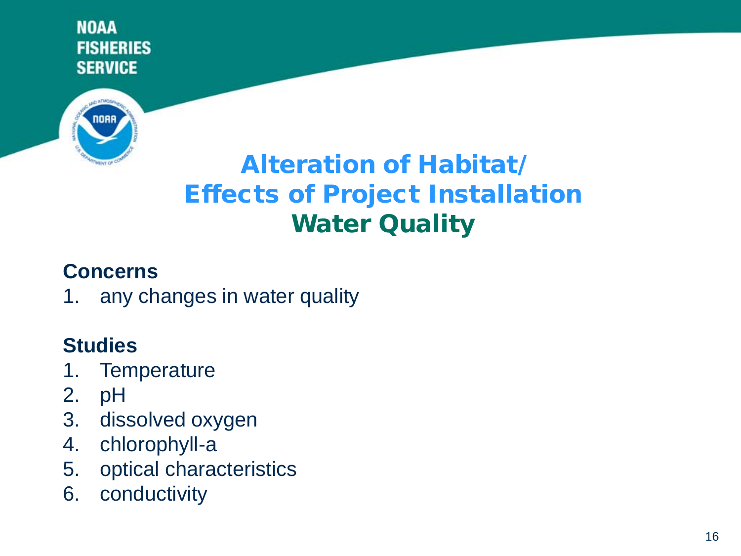# Alteration of Habitat/ Effects of Project Installation

## Water Quality

**Concerns**

1. any changes in water quality

**Studies**

1. Temperature
2. pH
3. dissolved oxygen
4. chlorophyll-a
5. optical characteristics
6. conductivity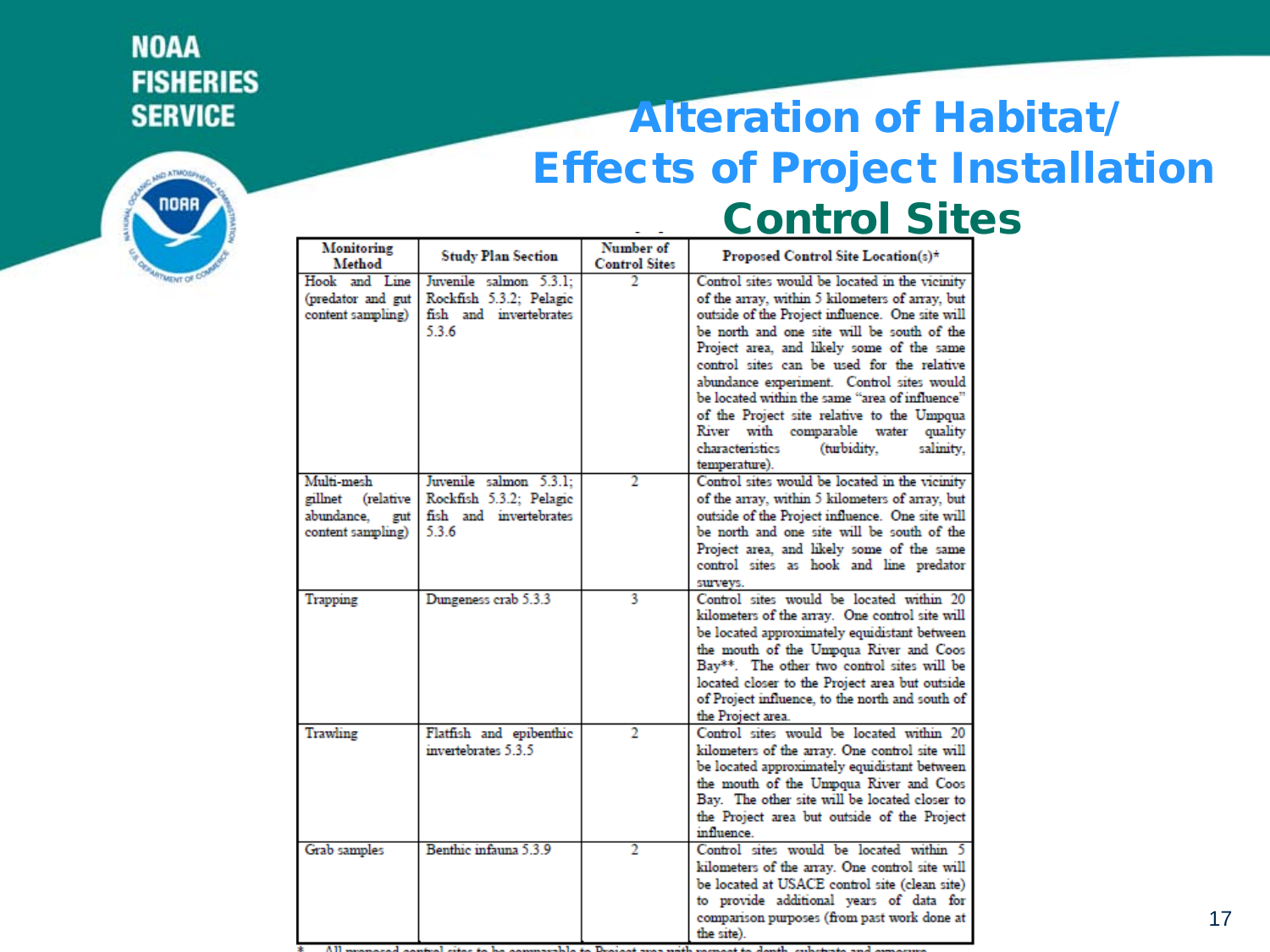# Alteration of Habitat/ Effects of Project Installation

## Control Sites

| Monitoring Method | Study Plan Section | Number of Control Sites | Proposed Control Site Location(s)* |
|---|---|---|---|
| Hook and Line (predator and gut content sampling) | Juvenile salmon 5.3.1; Rockfish 5.3.2; Pelagic fish and invertebrates 5.3.6 | 2 | Control sites would be located in the vicinity of the array, within 5 kilometers of array, but outside of the Project influence. One site will be north and one site will be south of the Project area, and likely some of the same control sites can be used for the relative abundance experiment. Control sites would be located within the same "area of influence" of the Project site relative to the Umpqua River with comparable water quality characteristics (turbidity, salinity, temperature). |
| Multi-mesh gillnet (relative abundance, gut content sampling) | Juvenile salmon 5.3.1; Rockfish 5.3.2; Pelagic fish and invertebrates 5.3.6 | 2 | Control sites would be located in the vicinity of the array, within 5 kilometers of array, but outside of the Project influence. One site will be north and one site will be south of the Project area, and likely some of the same control sites as hook and line predator surveys. |
| Trapping | Dungeness crab 5.3.3 | 3 | Control sites would be located within 20 kilometers of the array. One control site will be located approximately equidistant between the mouth of the Umpqua River and Coos Bay**. The other two control sites will be located closer to the Project area but outside of Project influence, to the north and south of the Project area. |
| Trawling | Flatfish and epibenthic invertebrates 5.3.5 | 2 | Control sites would be located within 20 kilometers of the array. One control site will be located approximately equidistant between the mouth of the Umpqua River and Coos Bay. The other site will be located closer to the Project area but outside of the Project influence. |
| Grab samples | Benthic infauna 5.3.9 | 2 | Control sites would be located within 5 kilometers of the array. One control site will be located at USACE control site (clean site) to provide additional years of data for comparison purposes (from past work done at the site). |

\* All proposed control sites to be comparable to Project area with respect to depth, substrate and exposure.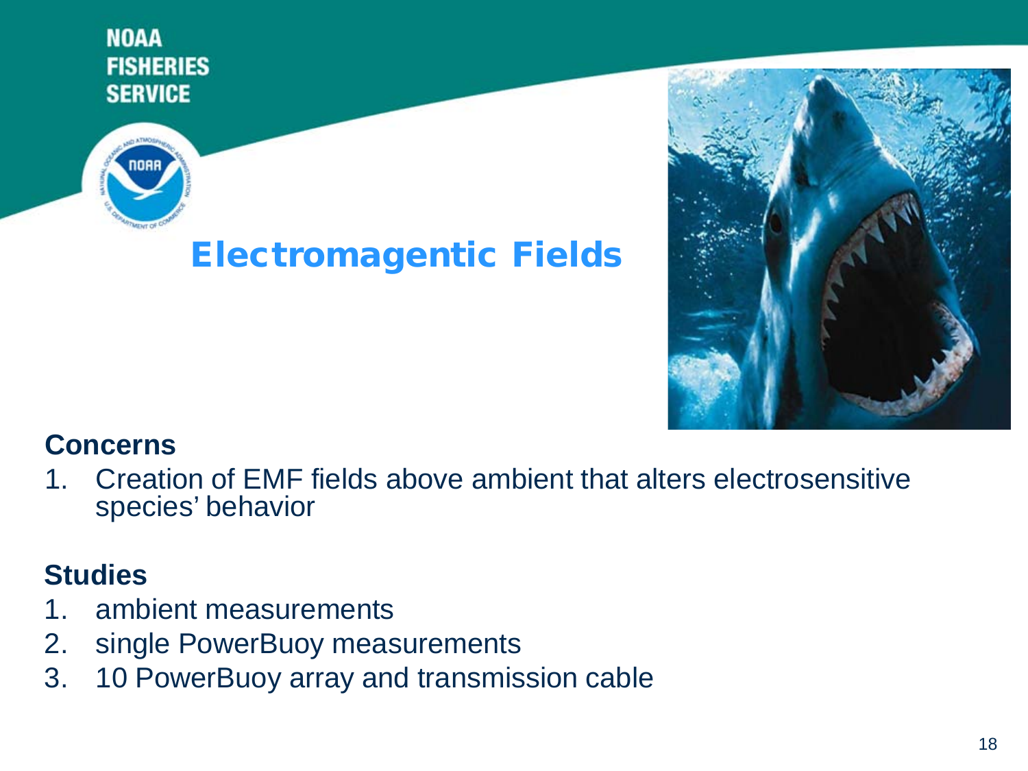# Electromagentic Fields

**Concerns**

1. Creation of EMF fields above ambient that alters electrosensitive species' behavior

**Studies**

1. ambient measurements
2. single PowerBuoy measurements
3. 10 PowerBuoy array and transmission cable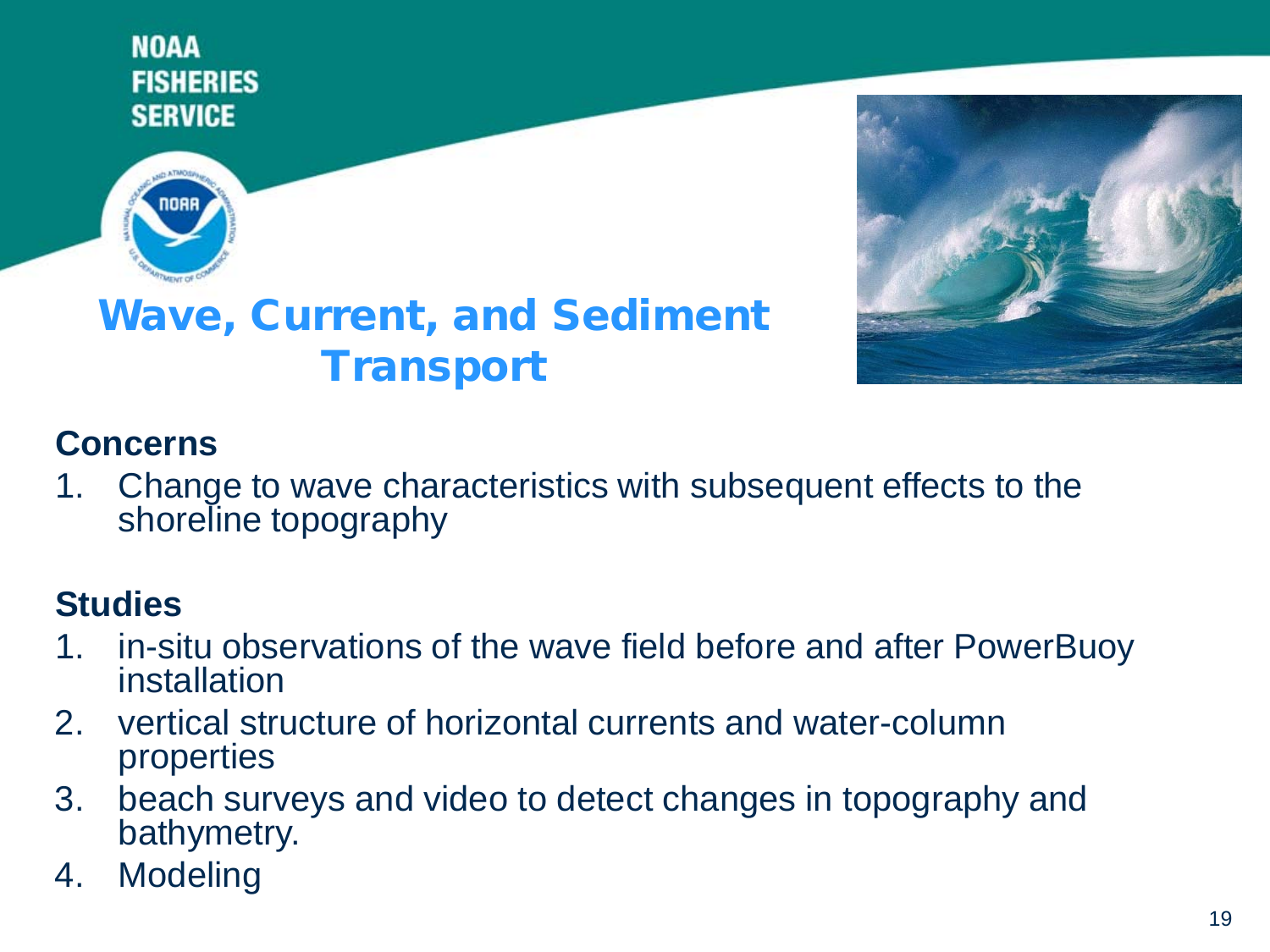# Wave, Current, and Sediment Transport

**Concerns**

1. Change to wave characteristics with subsequent effects to the shoreline topography

**Studies**

1. in-situ observations of the wave field before and after PowerBuoy installation
2. vertical structure of horizontal currents and water-column properties
3. beach surveys and video to detect changes in topography and bathymetry.
4. Modeling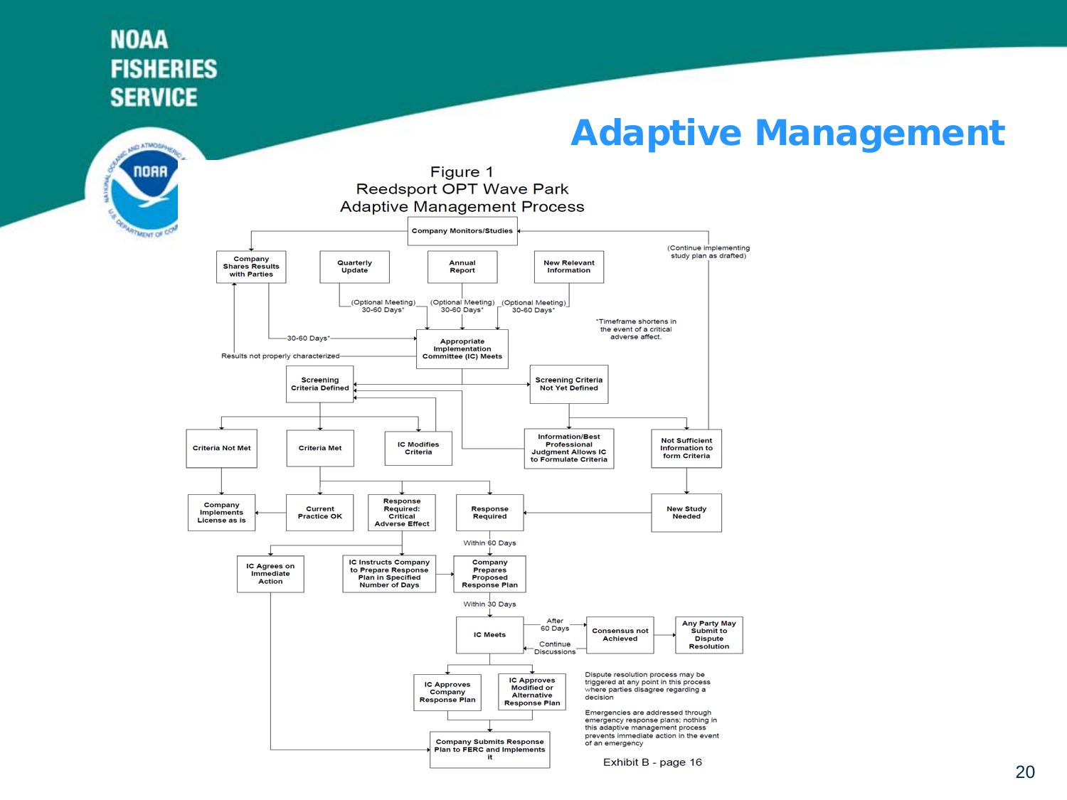# Adaptive Management

Figure 1
Reedsport OPT Wave Park
Adaptive Management Process

Company Monitors/Studies

Company Shares Results with Parties

Quarterly Update

Annual Report

New Relevant Information

(Continue implementing study plan as drafted)

(Optional Meeting) 30-60 Days*

(Optional Meeting) 30-60 Days*

(Optional Meeting) 30-60 Days*

*Timeframe shortens in the event of a critical adverse affect.

30-60 Days*

Appropriate Implementation Committee (IC) Meets

Results not properly characterized

Screening Criteria Defined

Screening Criteria Not Yet Defined

Criteria Not Met

Criteria Met

IC Modifies Criteria

Information/Best Professional Judgment Allows IC to Formulate Criteria

Not Sufficient Information to form Criteria

Company Implements License as is

Current Practice OK

Response Required: Critical Adverse Effect

Response Required

New Study Needed

Within 60 Days

IC Agrees on Immediate Action

IC Instructs Company to Prepare Response Plan in Specified Number of Days

Company Prepares Proposed Response Plan

Within 30 Days

IC Meets

After 60 Days

Continue Discussions

Consensus not Achieved

Any Party May Submit to Dispute Resolution

IC Approves Company Response Plan

IC Approves Modified or Alternative Response Plan

Company Submits Response Plan to FERC and Implements it

Dispute resolution process may be triggered at any point in this process where parties disagree regarding a decision

Emergencies are addressed through emergency response plans; nothing in this adaptive management process prevents immediate action in the event of an emergency

Exhibit B - page 16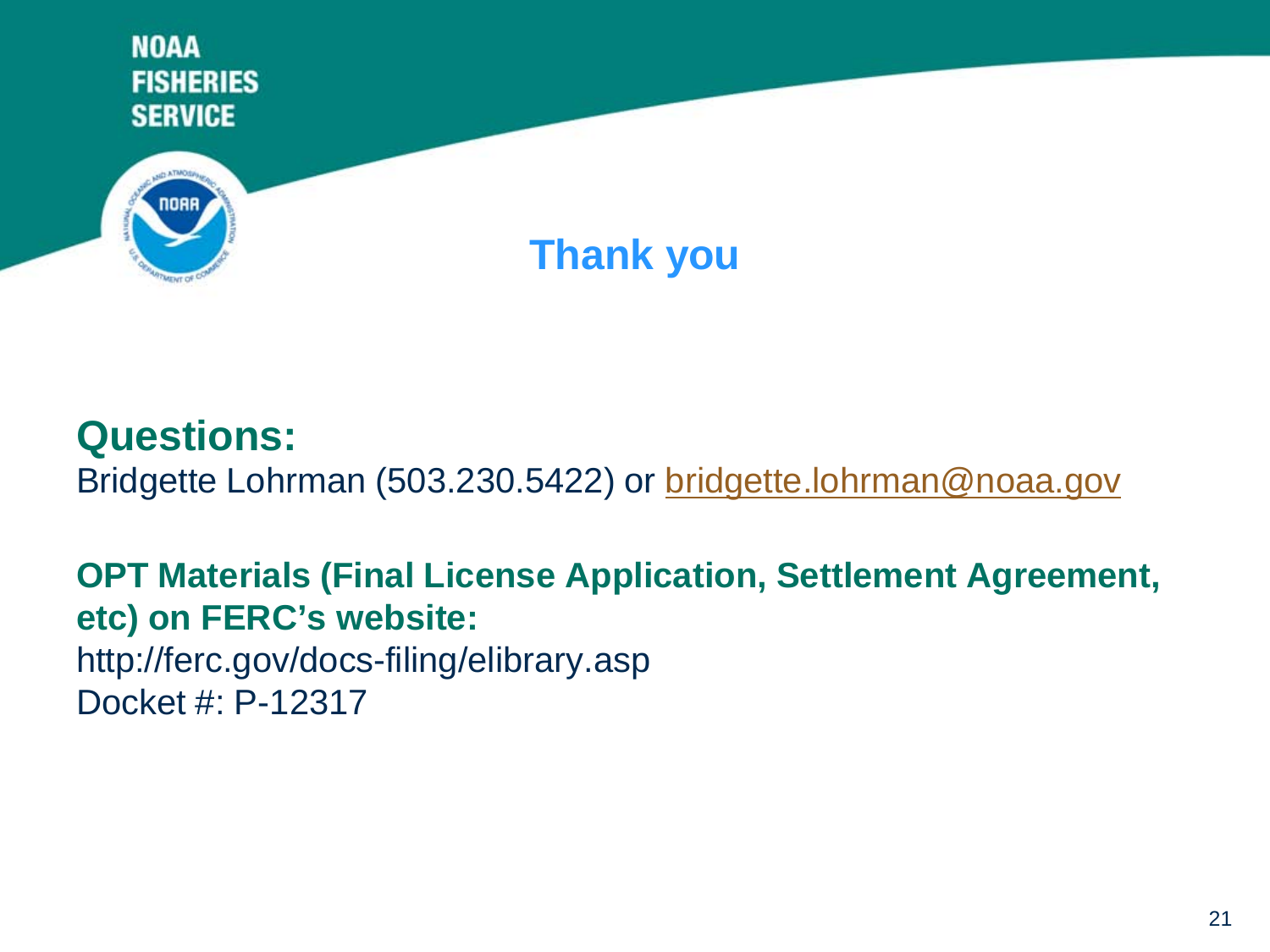NOAA FISHERIES SERVICE

# Thank you

## Questions:

Bridgette Lohrman (503.230.5422) or bridgette.lohrman@noaa.gov

## OPT Materials (Final License Application, Settlement Agreement, etc) on FERC's website:

http://ferc.gov/docs-filing/elibrary.asp

Docket #: P-12317